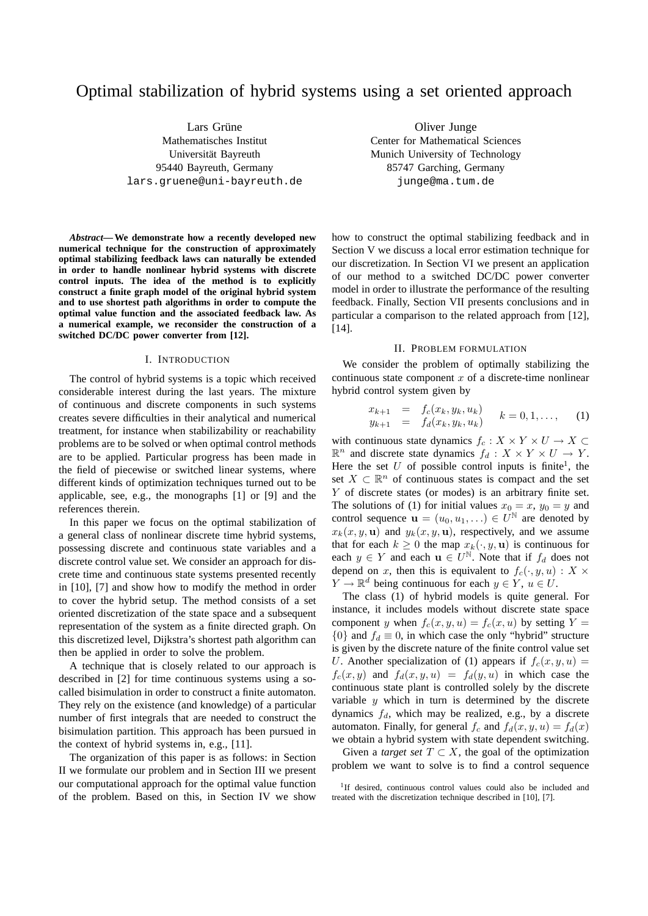# Optimal stabilization of hybrid systems using a set oriented approach

Lars Grüne
Mathematisches Institut
Universität Bayreuth
95440 Bayreuth, Germany
lars.gruene@uni-bayreuth.de

Oliver Junge
Center for Mathematical Sciences
Munich University of Technology
85747 Garching, Germany
junge@ma.tum.de

***Abstract*— We demonstrate how a recently developed numerical technique for the construction of approximately optimal stabilizing feedback laws can naturally be extended in order to handle nonlinear hybrid systems with discrete control inputs. The idea of the method is to explicitly construct a finite graph model of the original hybrid system and to use shortest path algorithms in order to compute the optimal value function and the associated feedback law. As a numerical example, we reconsider the construction of a switched DC/DC power converter from [12].**

## I. Introduction

The control of hybrid systems is a topic which received considerable interest during the last years. The mixture of continuous and discrete components in such systems creates severe difficulties in their analytical and numerical treatment, for instance when stabilizability or reachability problems are to be solved or when optimal control methods are to be applied. Particular progress has been made in the field of piecewise or switched linear systems, where different kinds of optimization techniques turned out to be applicable, see, e.g., the monographs [1] or [9] and the references therein.

In this paper we focus on the optimal stabilization of a general class of nonlinear discrete time hybrid systems, possessing discrete and continuous state variables and a discrete control value set. We consider an approach for discrete time and continuous state systems presented recently in [10], [7] and show how to modify the method in order to cover the hybrid setup. The method consists of a set oriented discretization of the state space and a subsequent representation of the system as a finite directed graph. On this discretized level, Dijkstra's shortest path algorithm can then be applied in order to solve the problem.

A technique that is closely related to our approach is described in [2] for time continuous systems using a so-called bisimulation in order to construct a finite automaton. They rely on the existence (and knowledge) of a particular number of first integrals that are needed to construct the bisimulation partition. This approach has been pursued in the context of hybrid systems in, e.g., [11].

The organization of this paper is as follows: in Section II we formulate our problem and in Section III we present our computational approach for the optimal value function of the problem. Based on this, in Section IV we show how to construct the optimal stabilizing feedback and in Section V we discuss a local error estimation technique for our discretization. In Section VI we present an application of our method to a switched DC/DC power converter model in order to illustrate the performance of the resulting feedback. Finally, Section VII presents conclusions and in particular a comparison to the related approach from [12], [14].

## II. Problem formulation

We consider the problem of optimally stabilizing the continuous state component $x$ of a discrete-time nonlinear hybrid control system given by

$$\begin{array}{rcl} x_{k+1} & = & f_c(x_k, y_k, u_k) \\ y_{k+1} & = & f_d(x_k, y_k, u_k) \end{array} \qquad k = 0, 1, \ldots, \qquad (1)$$

with continuous state dynamics $f_c : X \times Y \times U \to X \subset \mathbb{R}^n$ and discrete state dynamics $f_d : X \times Y \times U \to Y$. Here the set $U$ of possible control inputs is finite[1], the set $X \subset \mathbb{R}^n$ of continuous states is compact and the set $Y$ of discrete states (or modes) is an arbitrary finite set. The solutions of (1) for initial values $x_0 = x$, $y_0 = y$ and control sequence $\mathbf{u} = (u_0, u_1, \ldots) \in U^{\mathbb{N}}$ are denoted by $x_k(x, y, \mathbf{u})$ and $y_k(x, y, \mathbf{u})$, respectively, and we assume that for each $k \geq 0$ the map $x_k(\cdot, y, \mathbf{u})$ is continuous for each $y \in Y$ and each $\mathbf{u} \in U^{\mathbb{N}}$. Note that if $f_d$ does not depend on $x$, then this is equivalent to $f_c(\cdot, y, u) : X \times Y \to \mathbb{R}^d$ being continuous for each $y \in Y$, $u \in U$.

The class (1) of hybrid models is quite general. For instance, it includes models without discrete state space component $y$ when $f_c(x, y, u) = f_c(x, u)$ by setting $Y = \{0\}$ and $f_d \equiv 0$, in which case the only "hybrid" structure is given by the discrete nature of the finite control value set $U$. Another specialization of (1) appears if $f_c(x, y, u) = f_c(x, y)$ and $f_d(x, y, u) = f_d(y, u)$ in which case the continuous state plant is controlled solely by the discrete variable $y$ which in turn is determined by the discrete dynamics $f_d$, which may be realized, e.g., by a discrete automaton. Finally, for general $f_c$ and $f_d(x, y, u) = f_d(x)$ we obtain a hybrid system with state dependent switching.

Given a *target set* $T \subset X$, the goal of the optimization problem we want to solve is to find a control sequence

[1] If desired, continuous control values could also be included and treated with the discretization technique described in [10], [7].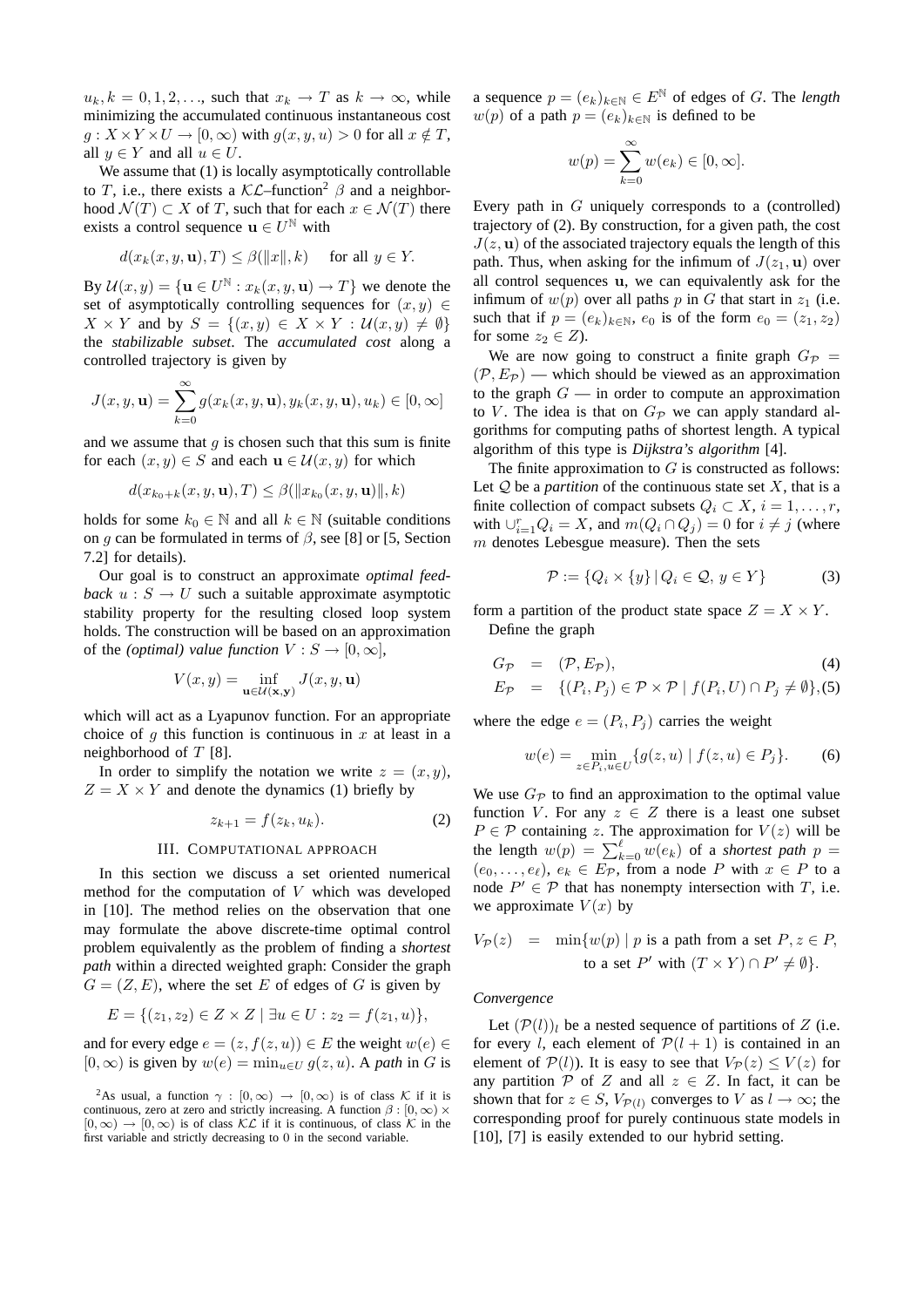$u_k, k = 0, 1, 2, \ldots$, such that $x_k \to T$ as $k \to \infty$, while minimizing the accumulated continuous instantaneous cost $g : X \times Y \times U \to [0, \infty)$ with $g(x, y, u) > 0$ for all $x \notin T$, all $y \in Y$ and all $u \in U$.

We assume that (1) is locally asymptotically controllable to $T$, i.e., there exists a $\mathcal{KL}$–function[2] $\beta$ and a neighborhood $\mathcal{N}(T) \subset X$ of $T$, such that for each $x \in \mathcal{N}(T)$ there exists a control sequence $\mathbf{u} \in U^{\mathbb{N}}$ with

$$d(x_k(x, y, \mathbf{u}), T) \le \beta(\|x\|, k) \quad \text{for all } y \in Y.$$

By $\mathcal{U}(x, y) = \{\mathbf{u} \in U^{\mathbb{N}} : x_k(x, y, \mathbf{u}) \to T\}$ we denote the set of asymptotically controlling sequences for $(x, y) \in X \times Y$ and by $S = \{(x, y) \in X \times Y : \mathcal{U}(x, y) \ne \emptyset\}$ the *stabilizable subset*. The *accumulated cost* along a controlled trajectory is given by

$$J(x, y, \mathbf{u}) = \sum_{k=0}^{\infty} g(x_k(x, y, \mathbf{u}), y_k(x, y, \mathbf{u}), u_k) \in [0, \infty]$$

and we assume that $g$ is chosen such that this sum is finite for each $(x, y) \in S$ and each $\mathbf{u} \in \mathcal{U}(x, y)$ for which

$$d(x_{k_0+k}(x, y, \mathbf{u}), T) \le \beta(\|x_{k_0}(x, y, \mathbf{u})\|, k)$$

holds for some $k_0 \in \mathbb{N}$ and all $k \in \mathbb{N}$ (suitable conditions on $g$ can be formulated in terms of $\beta$, see [8] or [5, Section 7.2] for details).

Our goal is to construct an approximate *optimal feedback* $u : S \to U$ such a suitable approximate asymptotic stability property for the resulting closed loop system holds. The construction will be based on an approximation of the *(optimal) value function* $V : S \to [0, \infty]$,

$$V(x, y) = \inf_{\mathbf{u} \in \mathcal{U}(\mathbf{x}, \mathbf{y})} J(x, y, \mathbf{u})$$

which will act as a Lyapunov function. For an appropriate choice of $g$ this function is continuous in $x$ at least in a neighborhood of $T$ [8].

In order to simplify the notation we write $z = (x, y)$, $Z = X \times Y$ and denote the dynamics (1) briefly by

$$z_{k+1} = f(z_k, u_k). \tag{2}$$

## III. Computational approach

In this section we discuss a set oriented numerical method for the computation of $V$ which was developed in [10]. The method relies on the observation that one may formulate the above discrete-time optimal control problem equivalently as the problem of finding a *shortest path* within a directed weighted graph: Consider the graph $G = (Z, E)$, where the set $E$ of edges of $G$ is given by

$$E = \{(z_1, z_2) \in Z \times Z \mid \exists u \in U : z_2 = f(z_1, u)\},$$

and for every edge $e = (z, f(z, u)) \in E$ the weight $w(e) \in [0, \infty)$ is given by $w(e) = \min_{u \in U} g(z, u)$. A *path* in $G$ is a sequence $p = (e_k)_{k \in \mathbb{N}} \in E^{\mathbb{N}}$ of edges of $G$. The *length* $w(p)$ of a path $p = (e_k)_{k \in \mathbb{N}}$ is defined to be

$$w(p) = \sum_{k=0}^{\infty} w(e_k) \in [0, \infty].$$

Every path in $G$ uniquely corresponds to a (controlled) trajectory of (2). By construction, for a given path, the cost $J(z, \mathbf{u})$ of the associated trajectory equals the length of this path. Thus, when asking for the infimum of $J(z_1, \mathbf{u})$ over all control sequences $\mathbf{u}$, we can equivalently ask for the infimum of $w(p)$ over all paths $p$ in $G$ that start in $z_1$ (i.e. such that if $p = (e_k)_{k \in \mathbb{N}}$, $e_0$ is of the form $e_0 = (z_1, z_2)$ for some $z_2 \in Z$).

We are now going to construct a finite graph $G_{\mathcal{P}} = (\mathcal{P}, E_{\mathcal{P}})$ — which should be viewed as an approximation to the graph $G$ — in order to compute an approximation to $V$. The idea is that on $G_{\mathcal{P}}$ we can apply standard algorithms for computing paths of shortest length. A typical algorithm of this type is *Dijkstra's algorithm* [4].

The finite approximation to $G$ is constructed as follows: Let $\mathcal{Q}$ be a *partition* of the continuous state set $X$, that is a finite collection of compact subsets $Q_i \subset X$, $i = 1, \ldots, r$, with $\cup_{i=1}^{r} Q_i = X$, and $m(Q_i \cap Q_j) = 0$ for $i \ne j$ (where $m$ denotes Lebesgue measure). Then the sets

$$\mathcal{P} := \{Q_i \times \{y\} \mid Q_i \in \mathcal{Q}, \, y \in Y\} \tag{3}$$

form a partition of the product state space $Z = X \times Y$.

Define the graph

$$G_{\mathcal{P}} = (\mathcal{P}, E_{\mathcal{P}}), \tag{4}$$

$$E_{\mathcal{P}} = \{(P_i, P_j) \in \mathcal{P} \times \mathcal{P} \mid f(P_i, U) \cap P_j \ne \emptyset\}, \tag{5}$$

where the edge $e = (P_i, P_j)$ carries the weight

$$w(e) = \min_{z \in P_i, u \in U} \{g(z, u) \mid f(z, u) \in P_j\}. \tag{6}$$

We use $G_{\mathcal{P}}$ to find an approximation to the optimal value function $V$. For any $z \in Z$ there is a least one subset $P \in \mathcal{P}$ containing $z$. The approximation for $V(z)$ will be the length $w(p) = \sum_{k=0}^{\ell} w(e_k)$ of a *shortest path* $p = (e_0, \ldots, e_\ell)$, $e_k \in E_{\mathcal{P}}$, from a node $P$ with $x \in P$ to a node $P' \in \mathcal{P}$ that has nonempty intersection with $T$, i.e. we approximate $V(x)$ by

$$V_{\mathcal{P}}(z) = \min\{w(p) \mid p \text{ is a path from a set } P, z \in P, \text{ to a set } P' \text{ with } (T \times Y) \cap P' \ne \emptyset\}.$$

### *Convergence*

Let $(\mathcal{P}(l))_l$ be a nested sequence of partitions of $Z$ (i.e. for every $l$, each element of $\mathcal{P}(l+1)$ is contained in an element of $\mathcal{P}(l)$). It is easy to see that $V_{\mathcal{P}}(z) \le V(z)$ for any partition $\mathcal{P}$ of $Z$ and all $z \in Z$. In fact, it can be shown that for $z \in S$, $V_{\mathcal{P}(l)}$ converges to $V$ as $l \to \infty$; the corresponding proof for purely continuous state models in [10], [7] is easily extended to our hybrid setting.

---

[2] As usual, a function $\gamma : [0, \infty) \to [0, \infty)$ is of class $\mathcal{K}$ if it is continuous, zero at zero and strictly increasing. A function $\beta : [0, \infty) \times [0, \infty) \to [0, \infty)$ is of class $\mathcal{KL}$ if it is continuous, of class $\mathcal{K}$ in the first variable and strictly decreasing to 0 in the second variable.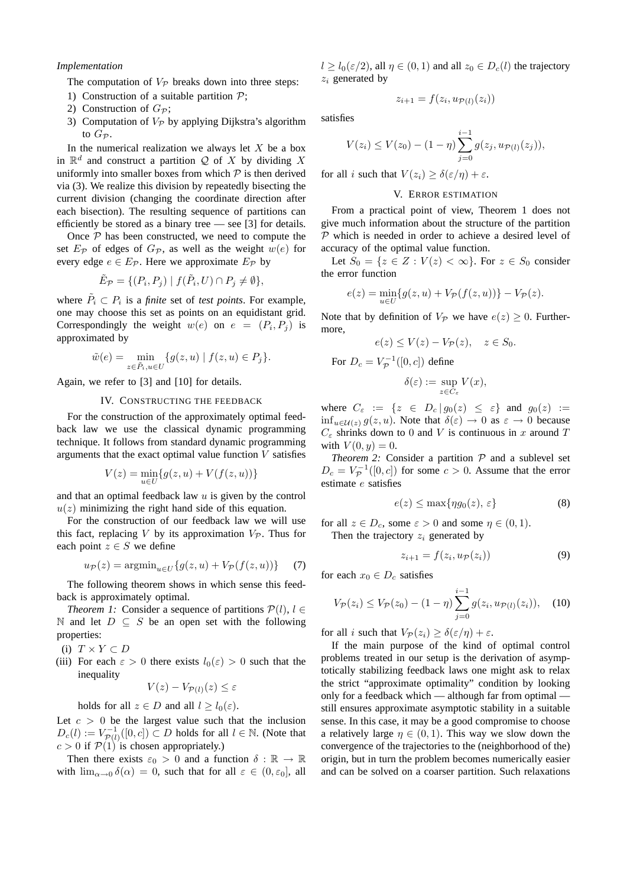*Implementation*

The computation of $V_\mathcal{P}$ breaks down into three steps:

1) Construction of a suitable partition $\mathcal{P}$;
2) Construction of $G_\mathcal{P}$;
3) Computation of $V_\mathcal{P}$ by applying Dijkstra's algorithm to $G_\mathcal{P}$.

In the numerical realization we always let $X$ be a box in $\mathbb{R}^d$ and construct a partition $\mathcal{Q}$ of $X$ by dividing $X$ uniformly into smaller boxes from which $\mathcal{P}$ is then derived via (3). We realize this division by repeatedly bisecting the current division (changing the coordinate direction after each bisection). The resulting sequence of partitions can efficiently be stored as a binary tree — see [3] for details.

Once $\mathcal{P}$ has been constructed, we need to compute the set $E_\mathcal{P}$ of edges of $G_\mathcal{P}$, as well as the weight $w(e)$ for every edge $e \in E_\mathcal{P}$. Here we approximate $E_\mathcal{P}$ by

$$\tilde{E}_\mathcal{P} = \{(P_i, P_j) \mid f(\tilde{P}_i, U) \cap P_j \neq \emptyset\},$$

where $\tilde{P}_i \subset P_i$ is a *finite* set of *test points*. For example, one may choose this set as points on an equidistant grid. Correspondingly the weight $w(e)$ on $e = (P_i, P_j)$ is approximated by

$$\tilde{w}(e) = \min_{z \in \tilde{P}_i, u \in U} \{g(z,u) \mid f(z,u) \in P_j\}.$$

Again, we refer to [3] and [10] for details.

## IV. Constructing the feedback

For the construction of the approximately optimal feedback law we use the classical dynamic programming technique. It follows from standard dynamic programming arguments that the exact optimal value function $V$ satisfies

$$V(z) = \min_{u \in U} \{g(z,u) + V(f(z,u))\}$$

and that an optimal feedback law $u$ is given by the control $u(z)$ minimizing the right hand side of this equation.

For the construction of our feedback law we will use this fact, replacing $V$ by its approximation $V_\mathcal{P}$. Thus for each point $z \in S$ we define

$$u_\mathcal{P}(z) = \operatorname{argmin}_{u \in U} \{g(z,u) + V_\mathcal{P}(f(z,u))\} \quad (7)$$

The following theorem shows in which sense this feedback is approximately optimal.

*Theorem 1:* Consider a sequence of partitions $\mathcal{P}(l)$, $l \in \mathbb{N}$ and let $D \subseteq S$ be an open set with the following properties:

(i) $T \times Y \subset D$

(iii) For each $\varepsilon > 0$ there exists $l_0(\varepsilon) > 0$ such that the inequality
$$V(z) - V_{\mathcal{P}(l)}(z) \leq \varepsilon$$
holds for all $z \in D$ and all $l \geq l_0(\varepsilon)$.

Let $c > 0$ be the largest value such that the inclusion $D_c(l) := V_{\mathcal{P}(l)}^{-1}([0,c]) \subset D$ holds for all $l \in \mathbb{N}$. (Note that $c > 0$ if $\mathcal{P}(1)$ is chosen appropriately.)

Then there exists $\varepsilon_0 > 0$ and a function $\delta : \mathbb{R} \to \mathbb{R}$ with $\lim_{\alpha \to 0} \delta(\alpha) = 0$, such that for all $\varepsilon \in (0, \varepsilon_0]$, all $l \geq l_0(\varepsilon/2)$, all $\eta \in (0,1)$ and all $z_0 \in D_c(l)$ the trajectory $z_i$ generated by

$$z_{i+1} = f(z_i, u_{\mathcal{P}(l)}(z_i))$$

satisfies

$$V(z_i) \leq V(z_0) - (1-\eta) \sum_{j=0}^{i-1} g(z_j, u_{\mathcal{P}(l)}(z_j)),$$

for all $i$ such that $V(z_i) \geq \delta(\varepsilon/\eta) + \varepsilon$.

## V. Error estimation

From a practical point of view, Theorem 1 does not give much information about the structure of the partition $\mathcal{P}$ which is needed in order to achieve a desired level of accuracy of the optimal value function.

Let $S_0 = \{z \in Z : V(z) < \infty\}$. For $z \in S_0$ consider the error function

$$e(z) = \min_{u \in U} \{g(z,u) + V_\mathcal{P}(f(z,u))\} - V_\mathcal{P}(z).$$

Note that by definition of $V_\mathcal{P}$ we have $e(z) \geq 0$. Furthermore,

$$e(z) \leq V(z) - V_\mathcal{P}(z), \quad z \in S_0.$$

For $D_c = V_\mathcal{P}^{-1}([0,c])$ define

$$\delta(\varepsilon) := \sup_{z \in C_\varepsilon} V(x),$$

where $C_\varepsilon := \{z \in D_c \,|\, g_0(z) \leq \varepsilon\}$ and $g_0(z) := \inf_{u \in \mathcal{U}(z)} g(z,u)$. Note that $\delta(\varepsilon) \to 0$ as $\varepsilon \to 0$ because $C_\varepsilon$ shrinks down to $0$ and $V$ is continuous in $x$ around $T$ with $V(0,y) = 0$.

*Theorem 2:* Consider a partition $\mathcal{P}$ and a sublevel set $D_c = V_\mathcal{P}^{-1}([0,c])$ for some $c > 0$. Assume that the error estimate $e$ satisfies

$$e(z) \leq \max\{\eta g_0(z), \varepsilon\} \quad (8)$$

for all $z \in D_c$, some $\varepsilon > 0$ and some $\eta \in (0,1)$.

Then the trajectory $z_i$ generated by

$$z_{i+1} = f(z_i, u_\mathcal{P}(z_i)) \quad (9)$$

for each $x_0 \in D_c$ satisfies

$$V_\mathcal{P}(z_i) \leq V_\mathcal{P}(z_0) - (1-\eta) \sum_{j=0}^{i-1} g(z_i, u_{\mathcal{P}(l)}(z_i)), \quad (10)$$

for all $i$ such that $V_\mathcal{P}(z_i) \geq \delta(\varepsilon/\eta) + \varepsilon$.

If the main purpose of the kind of optimal control problems treated in our setup is the derivation of asymptotically stabilizing feedback laws one might ask to relax the strict "approximate optimality" condition by looking only for a feedback which — although far from optimal — still ensures approximate asymptotic stability in a suitable sense. In this case, it may be a good compromise to choose a relatively large $\eta \in (0,1)$. This way we slow down the convergence of the trajectories to the (neighborhood of the) origin, but in turn the problem becomes numerically easier and can be solved on a coarser partition. Such relaxations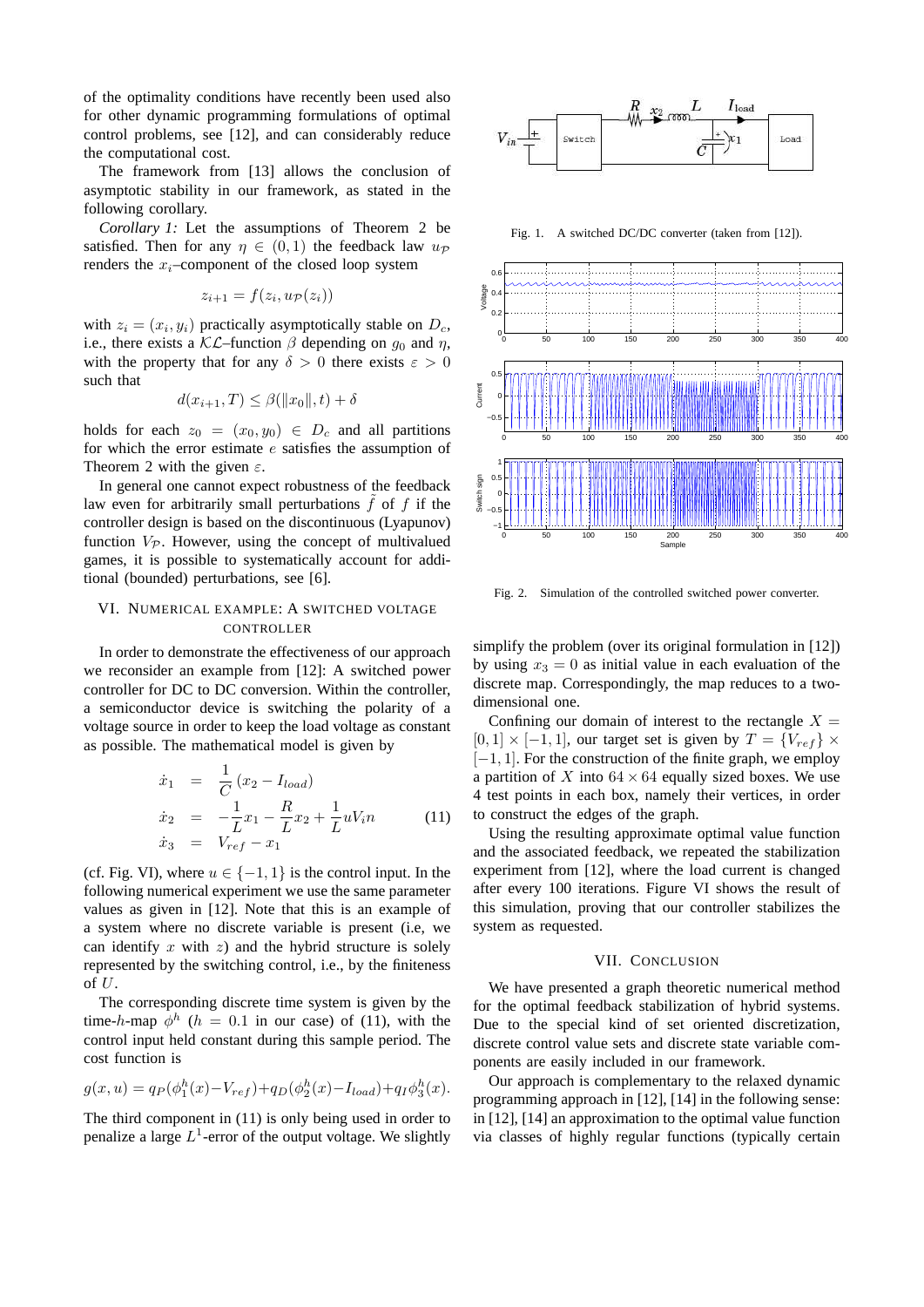of the optimality conditions have recently been used also for other dynamic programming formulations of optimal control problems, see [12], and can considerably reduce the computational cost.

The framework from [13] allows the conclusion of asymptotic stability in our framework, as stated in the following corollary.

*Corollary 1:* Let the assumptions of Theorem 2 be satisfied. Then for any $\eta \in (0,1)$ the feedback law $u_{\mathcal{P}}$ renders the $x_i$–component of the closed loop system

$$z_{i+1} = f(z_i, u_{\mathcal{P}}(z_i))$$

with $z_i = (x_i, y_i)$ practically asymptotically stable on $D_c$, i.e., there exists a $\mathcal{KL}$–function $\beta$ depending on $g_0$ and $\eta$, with the property that for any $\delta > 0$ there exists $\varepsilon > 0$ such that

$$d(x_{i+1}, T) \leq \beta(\|x_0\|, t) + \delta$$

holds for each $z_0 = (x_0, y_0) \in D_c$ and all partitions for which the error estimate $e$ satisfies the assumption of Theorem 2 with the given $\varepsilon$.

In general one cannot expect robustness of the feedback law even for arbitrarily small perturbations $\tilde{f}$ of $f$ if the controller design is based on the discontinuous (Lyapunov) function $V_{\mathcal{P}}$. However, using the concept of multivalued games, it is possible to systematically account for additional (bounded) perturbations, see [6].

## VI. Numerical Example: A Switched Voltage Controller

In order to demonstrate the effectiveness of our approach we reconsider an example from [12]: A switched power controller for DC to DC conversion. Within the controller, a semiconductor device is switching the polarity of a voltage source in order to keep the load voltage as constant as possible. The mathematical model is given by

$$\begin{aligned}
\dot{x}_1 &= \frac{1}{C}(x_2 - I_{load}) \\
\dot{x}_2 &= -\frac{1}{L}x_1 - \frac{R}{L}x_2 + \frac{1}{L}uV_in \\
\dot{x}_3 &= V_{ref} - x_1
\end{aligned} \tag{11}$$

(cf. Fig. VI), where $u \in \{-1, 1\}$ is the control input. In the following numerical experiment we use the same parameter values as given in [12]. Note that this is an example of a system where no discrete variable is present (i.e, we can identify $x$ with $z$) and the hybrid structure is solely represented by the switching control, i.e., by the finiteness of $U$.

The corresponding discrete time system is given by the time-$h$-map $\phi^h$ ($h = 0.1$ in our case) of (11), with the control input held constant during this sample period. The cost function is

$$g(x,u) = q_P(\phi_1^h(x) - V_{ref}) + q_D(\phi_2^h(x) - I_{load}) + q_I\phi_3^h(x).$$

The third component in (11) is only being used in order to penalize a large $L^1$-error of the output voltage. We slightly simplify the problem (over its original formulation in [12]) by using $x_3 = 0$ as initial value in each evaluation of the discrete map. Correspondingly, the map reduces to a two-dimensional one.

Fig. 1. A switched DC/DC converter (taken from [12]).

Fig. 2. Simulation of the controlled switched power converter.

Confining our domain of interest to the rectangle $X = [0,1] \times [-1,1]$, our target set is given by $T = \{V_{ref}\} \times [-1,1]$. For the construction of the finite graph, we employ a partition of $X$ into $64 \times 64$ equally sized boxes. We use 4 test points in each box, namely their vertices, in order to construct the edges of the graph.

Using the resulting approximate optimal value function and the associated feedback, we repeated the stabilization experiment from [12], where the load current is changed after every 100 iterations. Figure VI shows the result of this simulation, proving that our controller stabilizes the system as requested.

## VII. Conclusion

We have presented a graph theoretic numerical method for the optimal feedback stabilization of hybrid systems. Due to the special kind of set oriented discretization, discrete control value sets and discrete state variable components are easily included in our framework.

Our approach is complementary to the relaxed dynamic programming approach in [12], [14] in the following sense: in [12], [14] an approximation to the optimal value function via classes of highly regular functions (typically certain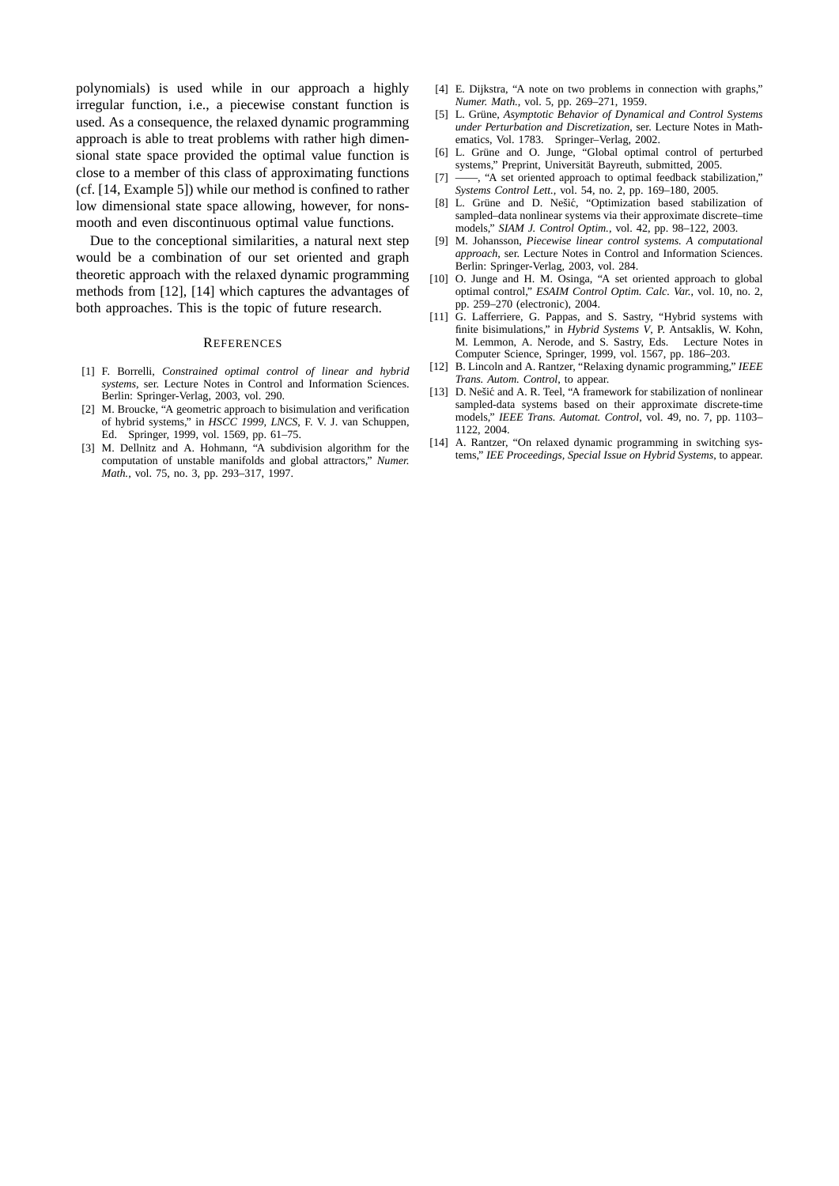polynomials) is used while in our approach a highly irregular function, i.e., a piecewise constant function is used. As a consequence, the relaxed dynamic programming approach is able to treat problems with rather high dimensional state space provided the optimal value function is close to a member of this class of approximating functions (cf. [14, Example 5]) while our method is confined to rather low dimensional state space allowing, however, for nonsmooth and even discontinuous optimal value functions.

Due to the conceptional similarities, a natural next step would be a combination of our set oriented and graph theoretic approach with the relaxed dynamic programming methods from [12], [14] which captures the advantages of both approaches. This is the topic of future research.

## References

[1] F. Borrelli, *Constrained optimal control of linear and hybrid systems*, ser. Lecture Notes in Control and Information Sciences. Berlin: Springer-Verlag, 2003, vol. 290.

[2] M. Broucke, "A geometric approach to bisimulation and verification of hybrid systems," in *HSCC 1999, LNCS*, F. V. J. van Schuppen, Ed. Springer, 1999, vol. 1569, pp. 61–75.

[3] M. Dellnitz and A. Hohmann, "A subdivision algorithm for the computation of unstable manifolds and global attractors," *Numer. Math.*, vol. 75, no. 3, pp. 293–317, 1997.

[4] E. Dijkstra, "A note on two problems in connection with graphs," *Numer. Math.*, vol. 5, pp. 269–271, 1959.

[5] L. Grüne, *Asymptotic Behavior of Dynamical and Control Systems under Perturbation and Discretization*, ser. Lecture Notes in Mathematics, Vol. 1783. Springer–Verlag, 2002.

[6] L. Grüne and O. Junge, "Global optimal control of perturbed systems," Preprint, Universität Bayreuth, submitted, 2005.

[7] ——, "A set oriented approach to optimal feedback stabilization," *Systems Control Lett.*, vol. 54, no. 2, pp. 169–180, 2005.

[8] L. Grüne and D. Nešić, "Optimization based stabilization of sampled–data nonlinear systems via their approximate discrete–time models," *SIAM J. Control Optim.*, vol. 42, pp. 98–122, 2003.

[9] M. Johansson, *Piecewise linear control systems. A computational approach*, ser. Lecture Notes in Control and Information Sciences. Berlin: Springer-Verlag, 2003, vol. 284.

[10] O. Junge and H. M. Osinga, "A set oriented approach to global optimal control," *ESAIM Control Optim. Calc. Var.*, vol. 10, no. 2, pp. 259–270 (electronic), 2004.

[11] G. Lafferriere, G. Pappas, and S. Sastry, "Hybrid systems with finite bisimulations," in *Hybrid Systems V*, P. Antsaklis, W. Kohn, M. Lemmon, A. Nerode, and S. Sastry, Eds. Lecture Notes in Computer Science, Springer, 1999, vol. 1567, pp. 186–203.

[12] B. Lincoln and A. Rantzer, "Relaxing dynamic programming," *IEEE Trans. Autom. Control*, to appear.

[13] D. Nešić and A. R. Teel, "A framework for stabilization of nonlinear sampled-data systems based on their approximate discrete-time models," *IEEE Trans. Automat. Control*, vol. 49, no. 7, pp. 1103–1122, 2004.

[14] A. Rantzer, "On relaxed dynamic programming in switching systems," *IEE Proceedings, Special Issue on Hybrid Systems*, to appear.